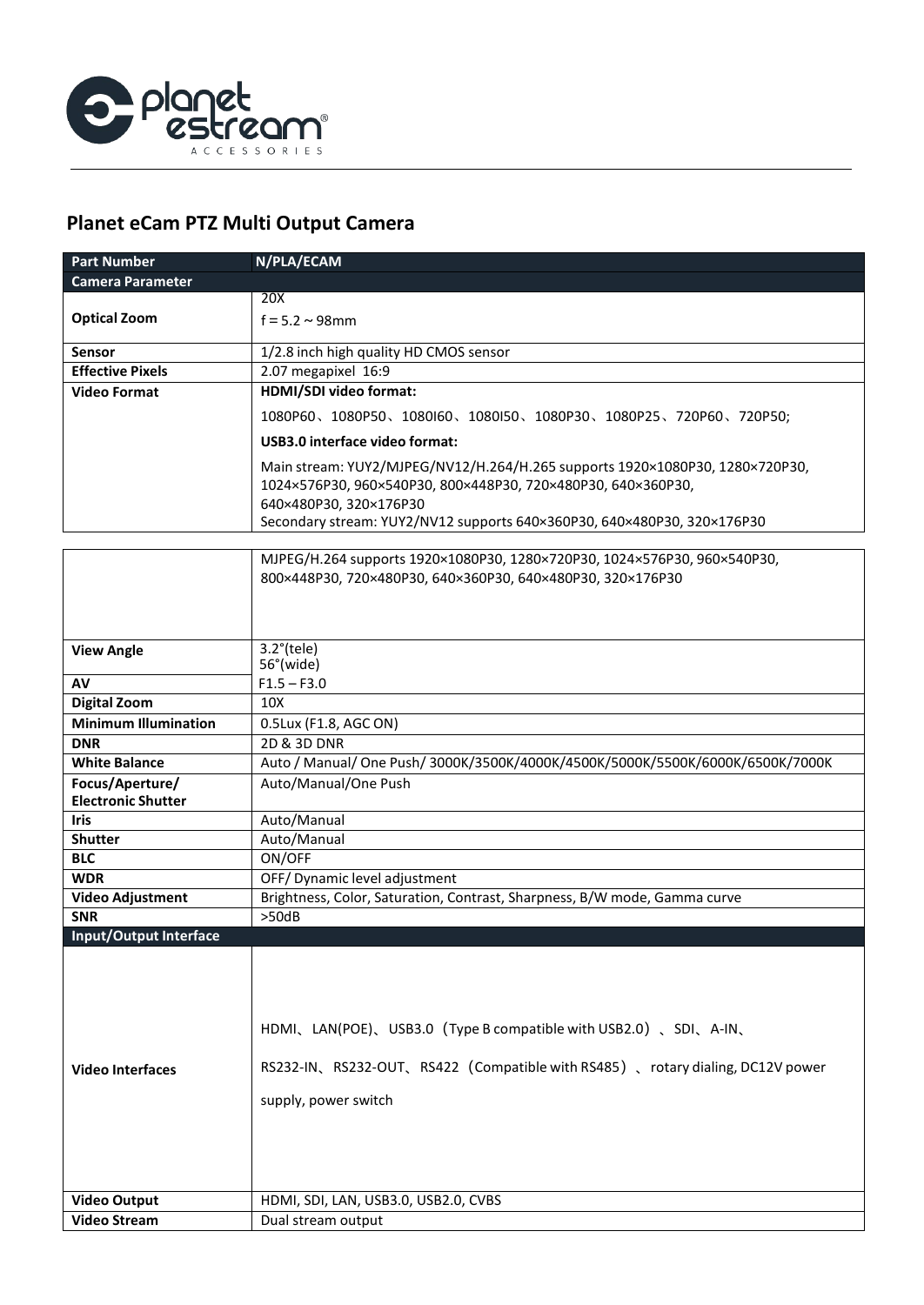# Planet eCam PTZ Multi Output Camera

| Part Number | N/PLA/ECAM |
|---|---|
| **Camera Parameter** | |
| **Optical Zoom** | 20X<br>f = 5.2 ~ 98mm |
| **Sensor** | 1/2.8 inch high quality HD CMOS sensor |
| **Effective Pixels** | 2.07 megapixel 16:9 |
| **Video Format** | **HDMI/SDI video format:**<br>1080P60、1080P50、1080I60、1080I50、1080P30、1080P25、720P60、720P50;<br>**USB3.0 interface video format:**<br>Main stream: YUY2/MJPEG/NV12/H.264/H.265 supports 1920×1080P30, 1280×720P30, 1024×576P30, 960×540P30, 800×448P30, 720×480P30, 640×360P30, 640×480P30, 320×176P30<br>Secondary stream: YUY2/NV12 supports 640×360P30, 640×480P30, 320×176P30<br>MJPEG/H.264 supports 1920×1080P30, 1280×720P30, 1024×576P30, 960×540P30, 800×448P30, 720×480P30, 640×360P30, 640×480P30, 320×176P30 |
| **View Angle** | 3.2°(tele)<br>56°(wide) |
| **AV** | F1.5 – F3.0 |
| **Digital Zoom** | 10X |
| **Minimum Illumination** | 0.5Lux (F1.8, AGC ON) |
| **DNR** | 2D & 3D DNR |
| **White Balance** | Auto / Manual/ One Push/ 3000K/3500K/4000K/4500K/5000K/5500K/6000K/6500K/7000K |
| **Focus/Aperture/ Electronic Shutter** | Auto/Manual/One Push |
| **Iris** | Auto/Manual |
| **Shutter** | Auto/Manual |
| **BLC** | ON/OFF |
| **WDR** | OFF/ Dynamic level adjustment |
| **Video Adjustment** | Brightness, Color, Saturation, Contrast, Sharpness, B/W mode, Gamma curve |
| **SNR** | >50dB |
| **Input/Output Interface** | |
| **Video Interfaces** | HDMI、LAN(POE)、USB3.0（Type B compatible with USB2.0）、SDI、A-IN、RS232-IN、RS232-OUT、RS422（Compatible with RS485）、rotary dialing, DC12V power supply, power switch |
| **Video Output** | HDMI, SDI, LAN, USB3.0, USB2.0, CVBS |
| **Video Stream** | Dual stream output |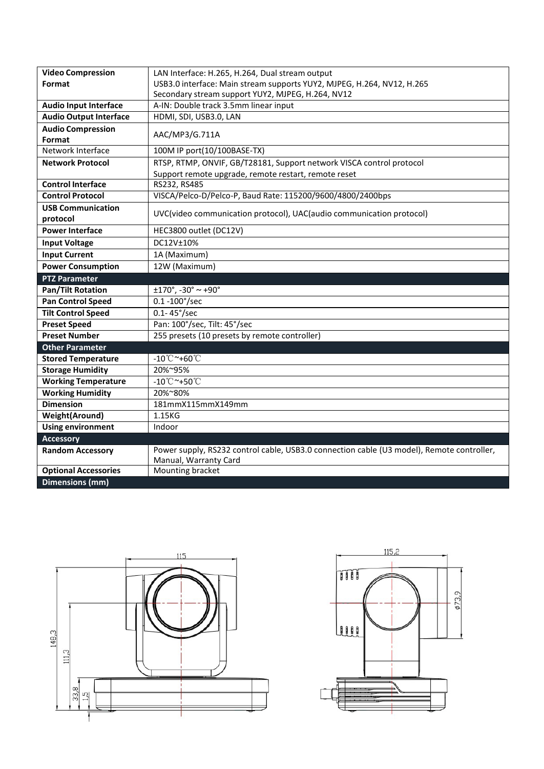| | |
|---|---|
| **Video Compression Format** | LAN Interface: H.265, H.264, Dual stream output<br>USB3.0 interface: Main stream supports YUY2, MJPEG, H.264, NV12, H.265<br>Secondary stream support YUY2, MJPEG, H.264, NV12 |
| **Audio Input Interface** | A-IN: Double track 3.5mm linear input |
| **Audio Output Interface** | HDMI, SDI, USB3.0, LAN |
| **Audio Compression Format** | AAC/MP3/G.711A |
| Network Interface | 100M IP port(10/100BASE-TX) |
| **Network Protocol** | RTSP, RTMP, ONVIF, GB/T28181, Support network VISCA control protocol<br>Support remote upgrade, remote restart, remote reset |
| **Control Interface** | RS232, RS485 |
| **Control Protocol** | VISCA/Pelco-D/Pelco-P, Baud Rate: 115200/9600/4800/2400bps |
| **USB Communication protocol** | UVC(video communication protocol), UAC(audio communication protocol) |
| **Power Interface** | HEC3800 outlet (DC12V) |
| **Input Voltage** | DC12V±10% |
| **Input Current** | 1A (Maximum) |
| **Power Consumption** | 12W (Maximum) |
| **PTZ Parameter** | |
| **Pan/Tilt Rotation** | ±170°, -30° ~ +90° |
| **Pan Control Speed** | 0.1 -100°/sec |
| **Tilt Control Speed** | 0.1- 45°/sec |
| **Preset Speed** | Pan: 100°/sec, Tilt: 45°/sec |
| **Preset Number** | 255 presets (10 presets by remote controller) |
| **Other Parameter** | |
| **Stored Temperature** | -10℃~+60℃ |
| **Storage Humidity** | 20%~95% |
| **Working Temperature** | -10℃~+50℃ |
| **Working Humidity** | 20%~80% |
| **Dimension** | 181mmX115mmX149mm |
| **Weight(Around)** | 1.15KG |
| **Using environment** | Indoor |
| **Accessory** | |
| **Random Accessory** | Power supply, RS232 control cable, USB3.0 connection cable (U3 model), Remote controller, Manual, Warranty Card |
| **Optional Accessories** | Mounting bracket |
| **Dimensions (mm)** | |

115

148,3

111,3

33,8

1,5

115,2

ϕ73,9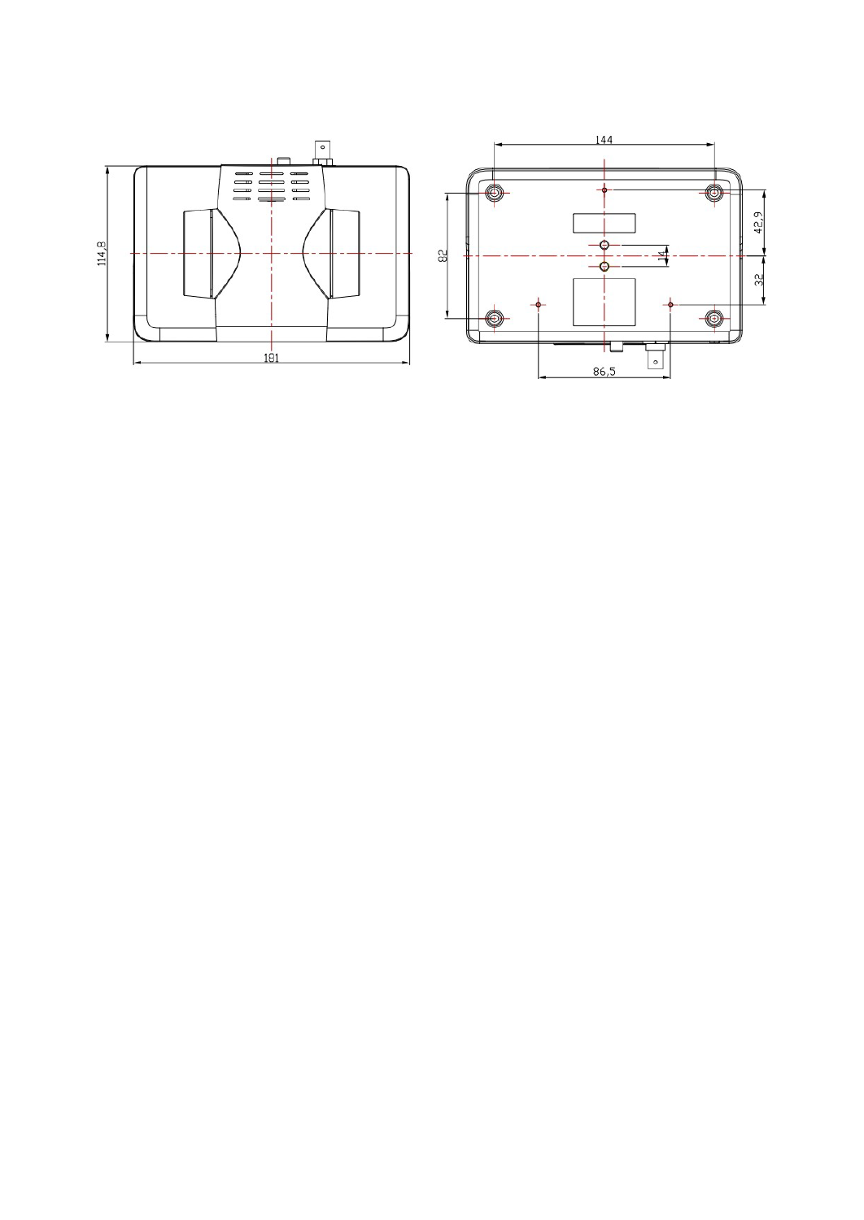114,8

181

144

42,9

82

14

32

86,5